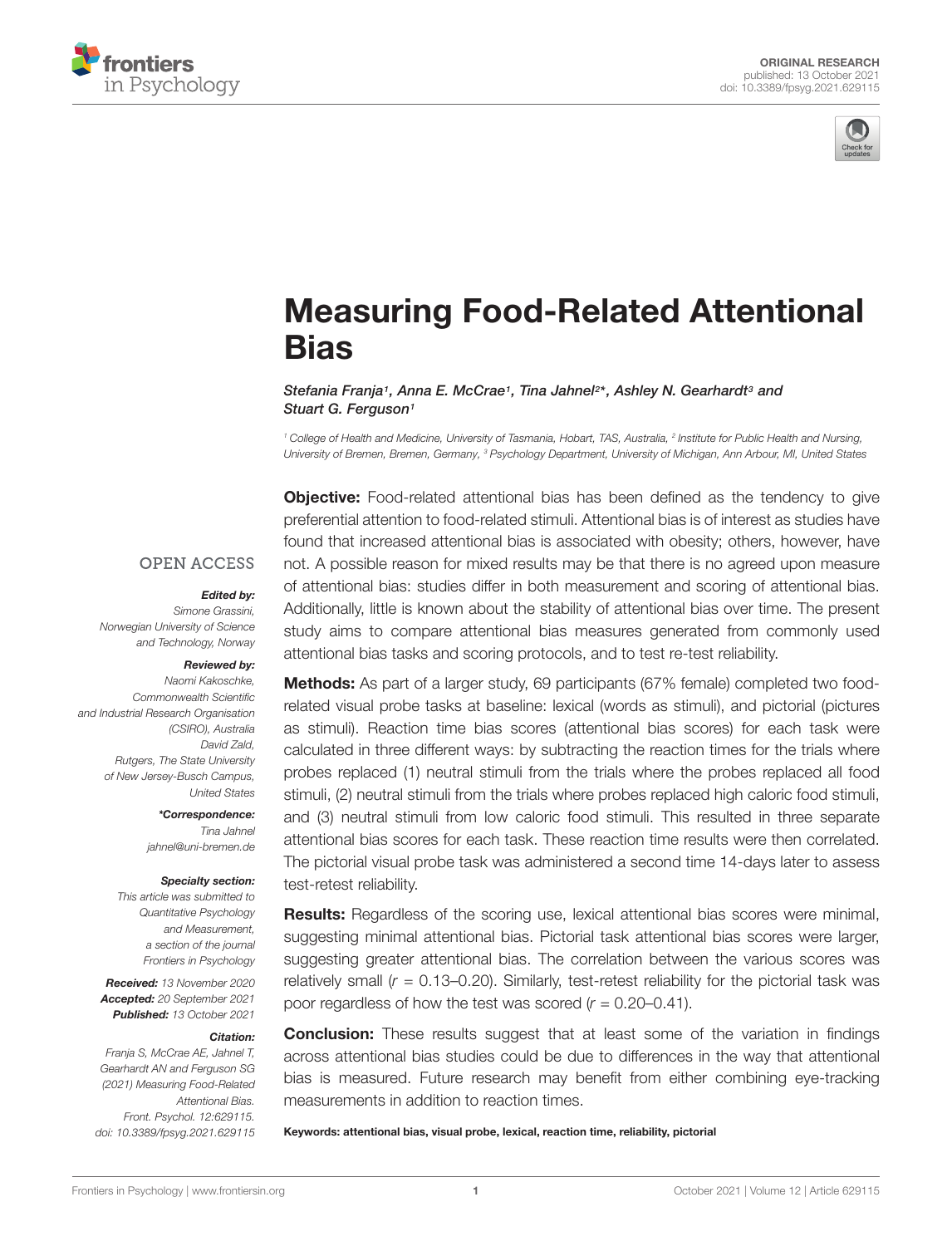ORIGINAL RESEARCH
published: 13 October 2021
doi: 10.3389/fpsyg.2021.629115

# Measuring Food-Related Attentional Bias

*Stefania Franja[1], Anna E. McCrae[1], Tina Jahnel[2]*, Ashley N. Gearhardt[3] and Stuart G. Ferguson[1]*

[1] College of Health and Medicine, University of Tasmania, Hobart, TAS, Australia, [2] Institute for Public Health and Nursing, University of Bremen, Bremen, Germany, [3] Psychology Department, University of Michigan, Ann Arbour, MI, United States

OPEN ACCESS

***Edited by:***
*Simone Grassini,*
*Norwegian University of Science and Technology, Norway*

***Reviewed by:***
*Naomi Kakoschke,*
*Commonwealth Scientific and Industrial Research Organisation (CSIRO), Australia*
*David Zald,*
*Rutgers, The State University of New Jersey-Busch Campus, United States*

***\*Correspondence:***
*Tina Jahnel*
*jahnel@uni-bremen.de*

***Specialty section:***
*This article was submitted to Quantitative Psychology and Measurement, a section of the journal Frontiers in Psychology*

***Received:*** *13 November 2020*
***Accepted:*** *20 September 2021*
***Published:*** *13 October 2021*

***Citation:***
*Franja S, McCrae AE, Jahnel T, Gearhardt AN and Ferguson SG (2021) Measuring Food-Related Attentional Bias. Front. Psychol. 12:629115. doi: 10.3389/fpsyg.2021.629115*

**Objective:** Food-related attentional bias has been defined as the tendency to give preferential attention to food-related stimuli. Attentional bias is of interest as studies have found that increased attentional bias is associated with obesity; others, however, have not. A possible reason for mixed results may be that there is no agreed upon measure of attentional bias: studies differ in both measurement and scoring of attentional bias. Additionally, little is known about the stability of attentional bias over time. The present study aims to compare attentional bias measures generated from commonly used attentional bias tasks and scoring protocols, and to test re-test reliability.

**Methods:** As part of a larger study, 69 participants (67% female) completed two food-related visual probe tasks at baseline: lexical (words as stimuli), and pictorial (pictures as stimuli). Reaction time bias scores (attentional bias scores) for each task were calculated in three different ways: by subtracting the reaction times for the trials where probes replaced (1) neutral stimuli from the trials where the probes replaced all food stimuli, (2) neutral stimuli from the trials where probes replaced high caloric food stimuli, and (3) neutral stimuli from low caloric food stimuli. This resulted in three separate attentional bias scores for each task. These reaction time results were then correlated. The pictorial visual probe task was administered a second time 14-days later to assess test-retest reliability.

**Results:** Regardless of the scoring use, lexical attentional bias scores were minimal, suggesting minimal attentional bias. Pictorial task attentional bias scores were larger, suggesting greater attentional bias. The correlation between the various scores was relatively small ($r$ = 0.13–0.20). Similarly, test-retest reliability for the pictorial task was poor regardless of how the test was scored ($r$ = 0.20–0.41).

**Conclusion:** These results suggest that at least some of the variation in findings across attentional bias studies could be due to differences in the way that attentional bias is measured. Future research may benefit from either combining eye-tracking measurements in addition to reaction times.

**Keywords: attentional bias, visual probe, lexical, reaction time, reliability, pictorial**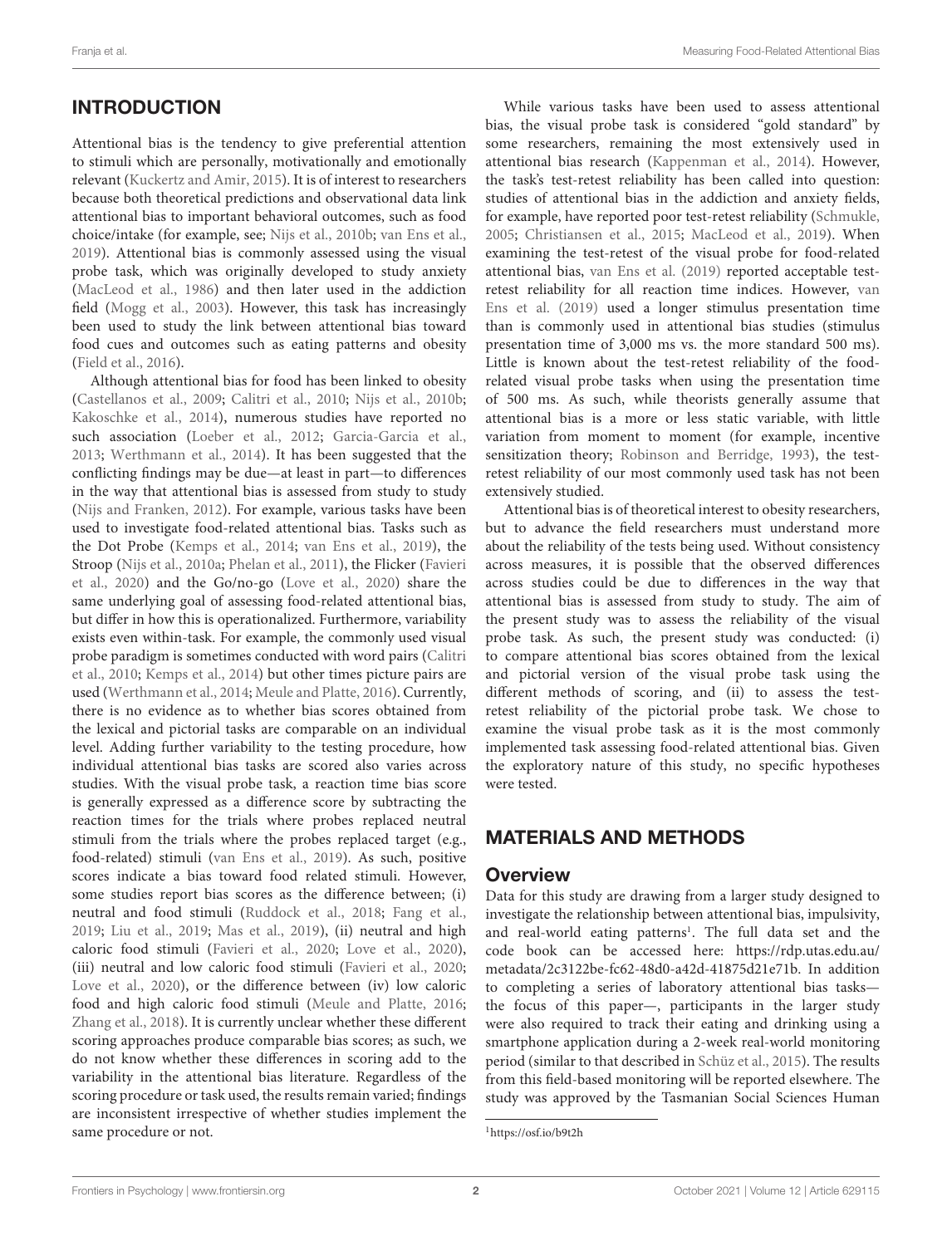## INTRODUCTION

Attentional bias is the tendency to give preferential attention to stimuli which are personally, motivationally and emotionally relevant (Kuckertz and Amir, 2015). It is of interest to researchers because both theoretical predictions and observational data link attentional bias to important behavioral outcomes, such as food choice/intake (for example, see; Nijs et al., 2010b; van Ens et al., 2019). Attentional bias is commonly assessed using the visual probe task, which was originally developed to study anxiety (MacLeod et al., 1986) and then later used in the addiction field (Mogg et al., 2003). However, this task has increasingly been used to study the link between attentional bias toward food cues and outcomes such as eating patterns and obesity (Field et al., 2016).

Although attentional bias for food has been linked to obesity (Castellanos et al., 2009; Calitri et al., 2010; Nijs et al., 2010b; Kakoschke et al., 2014), numerous studies have reported no such association (Loeber et al., 2012; Garcia-Garcia et al., 2013; Werthmann et al., 2014). It has been suggested that the conflicting findings may be due—at least in part—to differences in the way that attentional bias is assessed from study to study (Nijs and Franken, 2012). For example, various tasks have been used to investigate food-related attentional bias. Tasks such as the Dot Probe (Kemps et al., 2014; van Ens et al., 2019), the Stroop (Nijs et al., 2010a; Phelan et al., 2011), the Flicker (Favieri et al., 2020) and the Go/no-go (Love et al., 2020) share the same underlying goal of assessing food-related attentional bias, but differ in how this is operationalized. Furthermore, variability exists even within-task. For example, the commonly used visual probe paradigm is sometimes conducted with word pairs (Calitri et al., 2010; Kemps et al., 2014) but other times picture pairs are used (Werthmann et al., 2014; Meule and Platte, 2016). Currently, there is no evidence as to whether bias scores obtained from the lexical and pictorial tasks are comparable on an individual level. Adding further variability to the testing procedure, how individual attentional bias tasks are scored also varies across studies. With the visual probe task, a reaction time bias score is generally expressed as a difference score by subtracting the reaction times for the trials where probes replaced neutral stimuli from the trials where the probes replaced target (e.g., food-related) stimuli (van Ens et al., 2019). As such, positive scores indicate a bias toward food related stimuli. However, some studies report bias scores as the difference between; (i) neutral and food stimuli (Ruddock et al., 2018; Fang et al., 2019; Liu et al., 2019; Mas et al., 2019), (ii) neutral and high caloric food stimuli (Favieri et al., 2020; Love et al., 2020), (iii) neutral and low caloric food stimuli (Favieri et al., 2020; Love et al., 2020), or the difference between (iv) low caloric food and high caloric food stimuli (Meule and Platte, 2016; Zhang et al., 2018). It is currently unclear whether these different scoring approaches produce comparable bias scores; as such, we do not know whether these differences in scoring add to the variability in the attentional bias literature. Regardless of the scoring procedure or task used, the results remain varied; findings are inconsistent irrespective of whether studies implement the same procedure or not.

While various tasks have been used to assess attentional bias, the visual probe task is considered "gold standard" by some researchers, remaining the most extensively used in attentional bias research (Kappenman et al., 2014). However, the task's test-retest reliability has been called into question: studies of attentional bias in the addiction and anxiety fields, for example, have reported poor test-retest reliability (Schmukle, 2005; Christiansen et al., 2015; MacLeod et al., 2019). When examining the test-retest of the visual probe for food-related attentional bias, van Ens et al. (2019) reported acceptable test-retest reliability for all reaction time indices. However, van Ens et al. (2019) used a longer stimulus presentation time than is commonly used in attentional bias studies (stimulus presentation time of 3,000 ms vs. the more standard 500 ms). Little is known about the test-retest reliability of the food-related visual probe tasks when using the presentation time of 500 ms. As such, while theorists generally assume that attentional bias is a more or less static variable, with little variation from moment to moment (for example, incentive sensitization theory; Robinson and Berridge, 1993), the test-retest reliability of our most commonly used task has not been extensively studied.

Attentional bias is of theoretical interest to obesity researchers, but to advance the field researchers must understand more about the reliability of the tests being used. Without consistency across measures, it is possible that the observed differences across studies could be due to differences in the way that attentional bias is assessed from study to study. The aim of the present study was to assess the reliability of the visual probe task. As such, the present study was conducted: (i) to compare attentional bias scores obtained from the lexical and pictorial version of the visual probe task using the different methods of scoring, and (ii) to assess the test-retest reliability of the pictorial probe task. We chose to examine the visual probe task as it is the most commonly implemented task assessing food-related attentional bias. Given the exploratory nature of this study, no specific hypotheses were tested.

## MATERIALS AND METHODS

### Overview

Data for this study are drawing from a larger study designed to investigate the relationship between attentional bias, impulsivity, and real-world eating patterns[1]. The full data set and the code book can be accessed here: https://rdp.utas.edu.au/metadata/2c3122be-fc62-48d0-a42d-41875d21e71b. In addition to completing a series of laboratory attentional bias tasks—the focus of this paper—, participants in the larger study were also required to track their eating and drinking using a smartphone application during a 2-week real-world monitoring period (similar to that described in Schüz et al., 2015). The results from this field-based monitoring will be reported elsewhere. The study was approved by the Tasmanian Social Sciences Human

[1] https://osf.io/b9t2h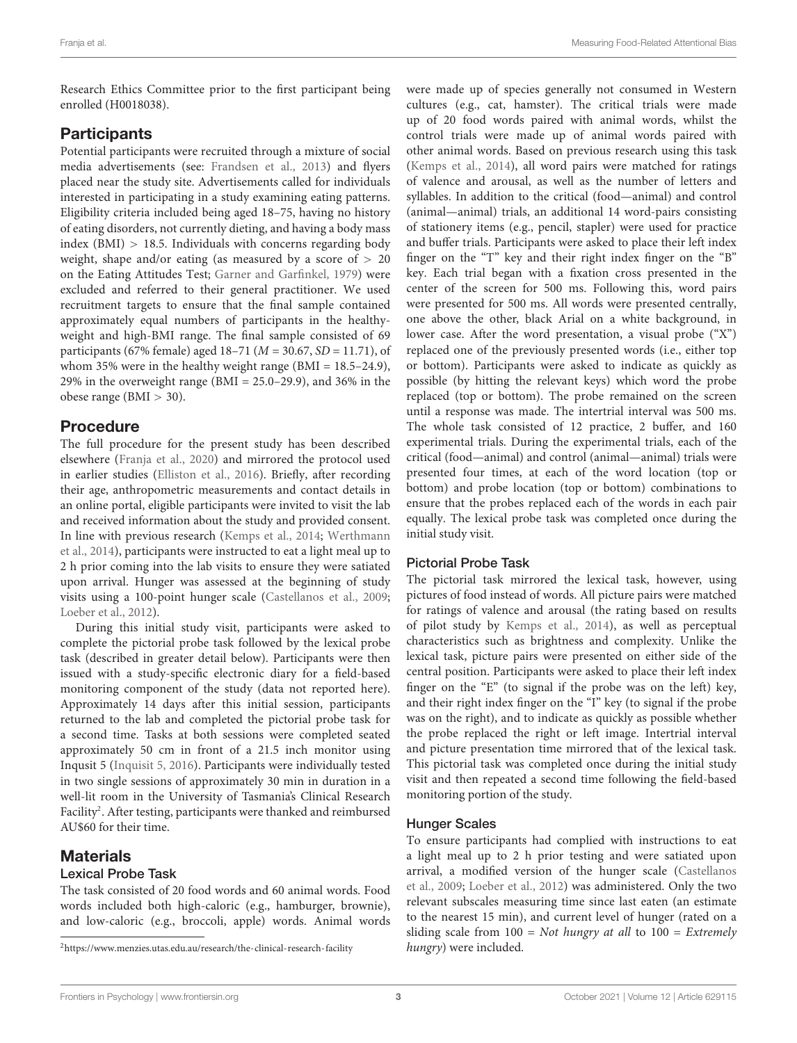Research Ethics Committee prior to the first participant being enrolled (H0018038).

## Participants

Potential participants were recruited through a mixture of social media advertisements (see: Frandsen et al., 2013) and flyers placed near the study site. Advertisements called for individuals interested in participating in a study examining eating patterns. Eligibility criteria included being aged 18–75, having no history of eating disorders, not currently dieting, and having a body mass index (BMI) > 18.5. Individuals with concerns regarding body weight, shape and/or eating (as measured by a score of > 20 on the Eating Attitudes Test; Garner and Garfinkel, 1979) were excluded and referred to their general practitioner. We used recruitment targets to ensure that the final sample contained approximately equal numbers of participants in the healthy-weight and high-BMI range. The final sample consisted of 69 participants (67% female) aged 18–71 (*M* = 30.67, *SD* = 11.71), of whom 35% were in the healthy weight range (BMI = 18.5–24.9), 29% in the overweight range (BMI = 25.0–29.9), and 36% in the obese range (BMI > 30).

## Procedure

The full procedure for the present study has been described elsewhere (Franja et al., 2020) and mirrored the protocol used in earlier studies (Elliston et al., 2016). Briefly, after recording their age, anthropometric measurements and contact details in an online portal, eligible participants were invited to visit the lab and received information about the study and provided consent. In line with previous research (Kemps et al., 2014; Werthmann et al., 2014), participants were instructed to eat a light meal up to 2 h prior coming into the lab visits to ensure they were satiated upon arrival. Hunger was assessed at the beginning of study visits using a 100-point hunger scale (Castellanos et al., 2009; Loeber et al., 2012).

During this initial study visit, participants were asked to complete the pictorial probe task followed by the lexical probe task (described in greater detail below). Participants were then issued with a study-specific electronic diary for a field-based monitoring component of the study (data not reported here). Approximately 14 days after this initial session, participants returned to the lab and completed the pictorial probe task for a second time. Tasks at both sessions were completed seated approximately 50 cm in front of a 21.5 inch monitor using Inquisit 5 (Inquisit 5, 2016). Participants were individually tested in two single sessions of approximately 30 min in duration in a well-lit room in the University of Tasmania's Clinical Research Facility[2]. After testing, participants were thanked and reimbursed AU$60 for their time.

## Materials

### Lexical Probe Task

The task consisted of 20 food words and 60 animal words. Food words included both high-caloric (e.g., hamburger, brownie), and low-caloric (e.g., broccoli, apple) words. Animal words were made up of species generally not consumed in Western cultures (e.g., cat, hamster). The critical trials were made up of 20 food words paired with animal words, whilst the control trials were made up of animal words paired with other animal words. Based on previous research using this task (Kemps et al., 2014), all word pairs were matched for ratings of valence and arousal, as well as the number of letters and syllables. In addition to the critical (food—animal) and control (animal—animal) trials, an additional 14 word-pairs consisting of stationery items (e.g., pencil, stapler) were used for practice and buffer trials. Participants were asked to place their left index finger on the "T" key and their right index finger on the "B" key. Each trial began with a fixation cross presented in the center of the screen for 500 ms. Following this, word pairs were presented for 500 ms. All words were presented centrally, one above the other, black Arial on a white background, in lower case. After the word presentation, a visual probe ("X") replaced one of the previously presented words (i.e., either top or bottom). Participants were asked to indicate as quickly as possible (by hitting the relevant keys) which word the probe replaced (top or bottom). The probe remained on the screen until a response was made. The intertrial interval was 500 ms. The whole task consisted of 12 practice, 2 buffer, and 160 experimental trials. During the experimental trials, each of the critical (food—animal) and control (animal—animal) trials were presented four times, at each of the word location (top or bottom) and probe location (top or bottom) combinations to ensure that the probes replaced each of the words in each pair equally. The lexical probe task was completed once during the initial study visit.

### Pictorial Probe Task

The pictorial task mirrored the lexical task, however, using pictures of food instead of words. All picture pairs were matched for ratings of valence and arousal (the rating based on results of pilot study by Kemps et al., 2014), as well as perceptual characteristics such as brightness and complexity. Unlike the lexical task, picture pairs were presented on either side of the central position. Participants were asked to place their left index finger on the "E" (to signal if the probe was on the left) key, and their right index finger on the "I" key (to signal if the probe was on the right), and to indicate as quickly as possible whether the probe replaced the right or left image. Intertrial interval and picture presentation time mirrored that of the lexical task. This pictorial task was completed once during the initial study visit and then repeated a second time following the field-based monitoring portion of the study.

### Hunger Scales

To ensure participants had complied with instructions to eat a light meal up to 2 h prior testing and were satiated upon arrival, a modified version of the hunger scale (Castellanos et al., 2009; Loeber et al., 2012) was administered. Only the two relevant subscales measuring time since last eaten (an estimate to the nearest 15 min), and current level of hunger (rated on a sliding scale from 100 = *Not hungry at all* to 100 = *Extremely hungry*) were included.

[2] https://www.menzies.utas.edu.au/research/the-clinical-research-facility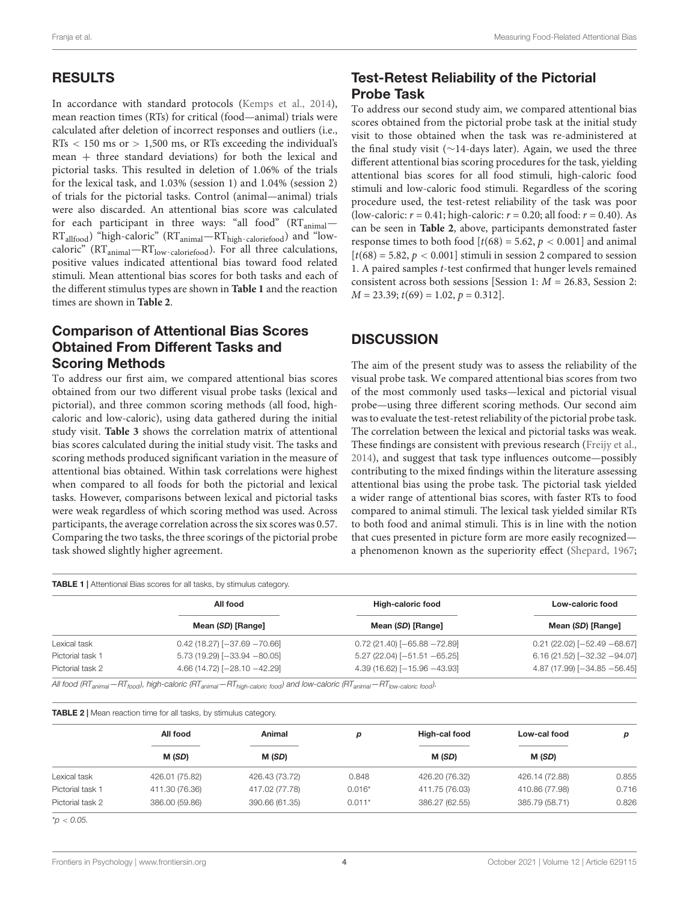## RESULTS

In accordance with standard protocols (Kemps et al., 2014), mean reaction times (RTs) for critical (food—animal) trials were calculated after deletion of incorrect responses and outliers (i.e., RTs < 150 ms or > 1,500 ms, or RTs exceeding the individual's mean + three standard deviations) for both the lexical and pictorial tasks. This resulted in deletion of 1.06% of the trials for the lexical task, and 1.03% (session 1) and 1.04% (session 2) of trials for the pictorial tasks. Control (animal—animal) trials were also discarded. An attentional bias score was calculated for each participant in three ways: "all food" ($RT_{animal}$—$RT_{allfood}$) "high-caloric" ($RT_{animal}$—$RT_{high\text{-}caloriefood}$) and "low-caloric" ($RT_{animal}$—$RT_{low\text{-}caloriefood}$). For all three calculations, positive values indicated attentional bias toward food related stimuli. Mean attentional bias scores for both tasks and each of the different stimulus types are shown in **Table 1** and the reaction times are shown in **Table 2**.

### Comparison of Attentional Bias Scores Obtained From Different Tasks and Scoring Methods

To address our first aim, we compared attentional bias scores obtained from our two different visual probe tasks (lexical and pictorial), and three common scoring methods (all food, high-caloric and low-caloric), using data gathered during the initial study visit. **Table 3** shows the correlation matrix of attentional bias scores calculated during the initial study visit. The tasks and scoring methods produced significant variation in the measure of attentional bias obtained. Within task correlations were highest when compared to all foods for both the pictorial and lexical tasks. However, comparisons between lexical and pictorial tasks were weak regardless of which scoring method was used. Across participants, the average correlation across the six scores was 0.57. Comparing the two tasks, the three scorings of the pictorial probe task showed slightly higher agreement.

### Test-Retest Reliability of the Pictorial Probe Task

To address our second study aim, we compared attentional bias scores obtained from the pictorial probe task at the initial study visit to those obtained when the task was re-administered at the final study visit (∼14-days later). Again, we used the three different attentional bias scoring procedures for the task, yielding attentional bias scores for all food stimuli, high-caloric food stimuli and low-caloric food stimuli. Regardless of the scoring procedure used, the test-retest reliability of the task was poor (low-caloric: $r = 0.41$; high-caloric: $r = 0.20$; all food: $r = 0.40$). As can be seen in **Table 2**, above, participants demonstrated faster response times to both food [$t(68) = 5.62$, $p < 0.001$] and animal [$t(68) = 5.82$, $p < 0.001$] stimuli in session 2 compared to session 1. A paired samples *t*-test confirmed that hunger levels remained consistent across both sessions [Session 1: $M = 26.83$, Session 2: $M = 23.39$; $t(69) = 1.02$, $p = 0.312$].

## DISCUSSION

The aim of the present study was to assess the reliability of the visual probe task. We compared attentional bias scores from two of the most commonly used tasks—lexical and pictorial visual probe—using three different scoring methods. Our second aim was to evaluate the test-retest reliability of the pictorial probe task. The correlation between the lexical and pictorial tasks was weak. These findings are consistent with previous research (Freijy et al., 2014), and suggest that task type influences outcome—possibly contributing to the mixed findings within the literature assessing attentional bias using the probe task. The pictorial task yielded a wider range of attentional bias scores, with faster RTs to food compared to animal stimuli. The lexical task yielded similar RTs to both food and animal stimuli. This is in line with the notion that cues presented in picture form are more easily recognized—a phenomenon known as the superiority effect (Shepard, 1967;

**TABLE 1 |** Attentional Bias scores for all tasks, by stimulus category.

| | All food | High-caloric food | Low-caloric food |
|---|---|---|---|
| | Mean (*SD*) [Range] | Mean (*SD*) [Range] | Mean (*SD*) [Range] |
| Lexical task | 0.42 (18.27) [−37.69 −70.66] | 0.72 (21.40) [−65.88 −72.89] | 0.21 (22.02) [−52.49 −68.67] |
| Pictorial task 1 | 5.73 (19.29) [−33.94 −80.05] | 5.27 (22.04) [−51.51 −65.25] | 6.16 (21.52) [−32.32 −94.07] |
| Pictorial task 2 | 4.66 (14.72) [−28.10 −42.29] | 4.39 (16.62) [−15.96 −43.93] | 4.87 (17.99) [−34.85 −56.45] |

*All food ($RT_{animal}$—$RT_{food}$), high-caloric ($RT_{animal}$—$RT_{high\text{-}caloric\ food}$) and low-caloric ($RT_{animal}$—$RT_{low\text{-}caloric\ food}$).*

**TABLE 2 |** Mean reaction time for all tasks, by stimulus category.

| | All food | Animal | *p* | High-cal food | Low-cal food | *p* |
|---|---|---|---|---|---|---|
| | M (*SD*) | M (*SD*) | | M (*SD*) | M (*SD*) | |
| Lexical task | 426.01 (75.82) | 426.43 (73.72) | 0.848 | 426.20 (76.32) | 426.14 (72.88) | 0.855 |
| Pictorial task 1 | 411.30 (76.36) | 417.02 (77.78) | 0.016* | 411.75 (76.03) | 410.86 (77.98) | 0.716 |
| Pictorial task 2 | 386.00 (59.86) | 390.66 (61.35) | 0.011* | 386.27 (62.55) | 385.79 (58.71) | 0.826 |

*$^{*}p < 0.05$.*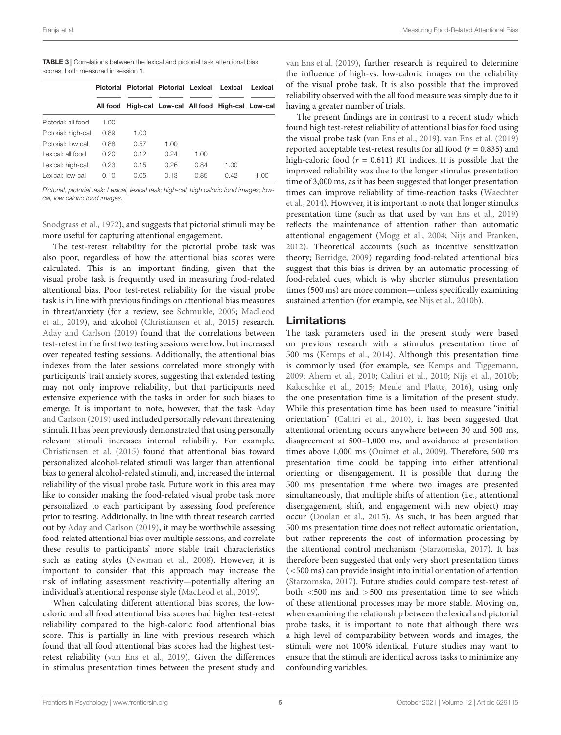**TABLE 3 |** Correlations between the lexical and pictorial task attentional bias scores, both measured in session 1.

| | Pictorial | Pictorial | Pictorial | Lexical | Lexical | Lexical |
|---|---|---|---|---|---|---|
| | All food | High-cal | Low-cal | All food | High-cal | Low-cal |
| Pictorial: all food | 1.00 | | | | | |
| Pictorial: high-cal | 0.89 | 1.00 | | | | |
| Pictorial: low cal | 0.88 | 0.57 | 1.00 | | | |
| Lexical: all food | 0.20 | 0.12 | 0.24 | 1.00 | | |
| Lexical: high-cal | 0.23 | 0.15 | 0.26 | 0.84 | 1.00 | |
| Lexical: low-cal | 0.10 | 0.05 | 0.13 | 0.85 | 0.42 | 1.00 |

*Pictorial, pictorial task; Lexical, lexical task; high-cal, high caloric food images; low-cal, low caloric food images.*

Snodgrass et al., 1972), and suggests that pictorial stimuli may be more useful for capturing attentional engagement.

The test-retest reliability for the pictorial probe task was also poor, regardless of how the attentional bias scores were calculated. This is an important finding, given that the visual probe task is frequently used in measuring food-related attentional bias. Poor test-retest reliability for the visual probe task is in line with previous findings on attentional bias measures in threat/anxiety (for a review, see Schmukle, 2005; MacLeod et al., 2019), and alcohol (Christiansen et al., 2015) research. Aday and Carlson (2019) found that the correlations between test-retest in the first two testing sessions were low, but increased over repeated testing sessions. Additionally, the attentional bias indexes from the later sessions correlated more strongly with participants' trait anxiety scores, suggesting that extended testing may not only improve reliability, but that participants need extensive experience with the tasks in order for such biases to emerge. It is important to note, however, that the task Aday and Carlson (2019) used included personally relevant threatening stimuli. It has been previously demonstrated that using personally relevant stimuli increases internal reliability. For example, Christiansen et al. (2015) found that attentional bias toward personalized alcohol-related stimuli was larger than attentional bias to general alcohol-related stimuli, and, increased the internal reliability of the visual probe task. Future work in this area may like to consider making the food-related visual probe task more personalized to each participant by assessing food preference prior to testing. Additionally, in line with threat research carried out by Aday and Carlson (2019), it may be worthwhile assessing food-related attentional bias over multiple sessions, and correlate these results to participants' more stable trait characteristics such as eating styles (Newman et al., 2008). However, it is important to consider that this approach may increase the risk of inflating assessment reactivity—potentially altering an individual's attentional response style (MacLeod et al., 2019).

When calculating different attentional bias scores, the low-caloric and all food attentional bias scores had higher test-retest reliability compared to the high-caloric food attentional bias score. This is partially in line with previous research which found that all food attentional bias scores had the highest test-retest reliability (van Ens et al., 2019). Given the differences in stimulus presentation times between the present study and van Ens et al. (2019), further research is required to determine the influence of high-vs. low-caloric images on the reliability of the visual probe task. It is also possible that the improved reliability observed with the all food measure was simply due to it having a greater number of trials.

The present findings are in contrast to a recent study which found high test-retest reliability of attentional bias for food using the visual probe task (van Ens et al., 2019). van Ens et al. (2019) reported acceptable test-retest results for all food ($r = 0.835$) and high-caloric food ($r = 0.611$) RT indices. It is possible that the improved reliability was due to the longer stimulus presentation time of 3,000 ms, as it has been suggested that longer presentation times can improve reliability of time-reaction tasks (Waechter et al., 2014). However, it is important to note that longer stimulus presentation time (such as that used by van Ens et al., 2019) reflects the maintenance of attention rather than automatic attentional engagement (Mogg et al., 2004; Nijs and Franken, 2012). Theoretical accounts (such as incentive sensitization theory; Berridge, 2009) regarding food-related attentional bias suggest that this bias is driven by an automatic processing of food-related cues, which is why shorter stimulus presentation times (500 ms) are more common—unless specifically examining sustained attention (for example, see Nijs et al., 2010b).

## Limitations

The task parameters used in the present study were based on previous research with a stimulus presentation time of 500 ms (Kemps et al., 2014). Although this presentation time is commonly used (for example, see Kemps and Tiggemann, 2009; Ahern et al., 2010; Calitri et al., 2010; Nijs et al., 2010b; Kakoschke et al., 2015; Meule and Platte, 2016), using only the one presentation time is a limitation of the present study. While this presentation time has been used to measure "initial orientation" (Calitri et al., 2010), it has been suggested that attentional orienting occurs anywhere between 30 and 500 ms, disagreement at 500–1,000 ms, and avoidance at presentation times above 1,000 ms (Ouimet et al., 2009). Therefore, 500 ms presentation time could be tapping into either attentional orienting or disengagement. It is possible that during the 500 ms presentation time where two images are presented simultaneously, that multiple shifts of attention (i.e., attentional disengagement, shift, and engagement with new object) may occur (Doolan et al., 2015). As such, it has been argued that 500 ms presentation time does not reflect automatic orientation, but rather represents the cost of information processing by the attentional control mechanism (Starzomska, 2017). It has therefore been suggested that only very short presentation times (<500 ms) can provide insight into initial orientation of attention (Starzomska, 2017). Future studies could compare test-retest of both <500 ms and >500 ms presentation time to see which of these attentional processes may be more stable. Moving on, when examining the relationship between the lexical and pictorial probe tasks, it is important to note that although there was a high level of comparability between words and images, the stimuli were not 100% identical. Future studies may want to ensure that the stimuli are identical across tasks to minimize any confounding variables.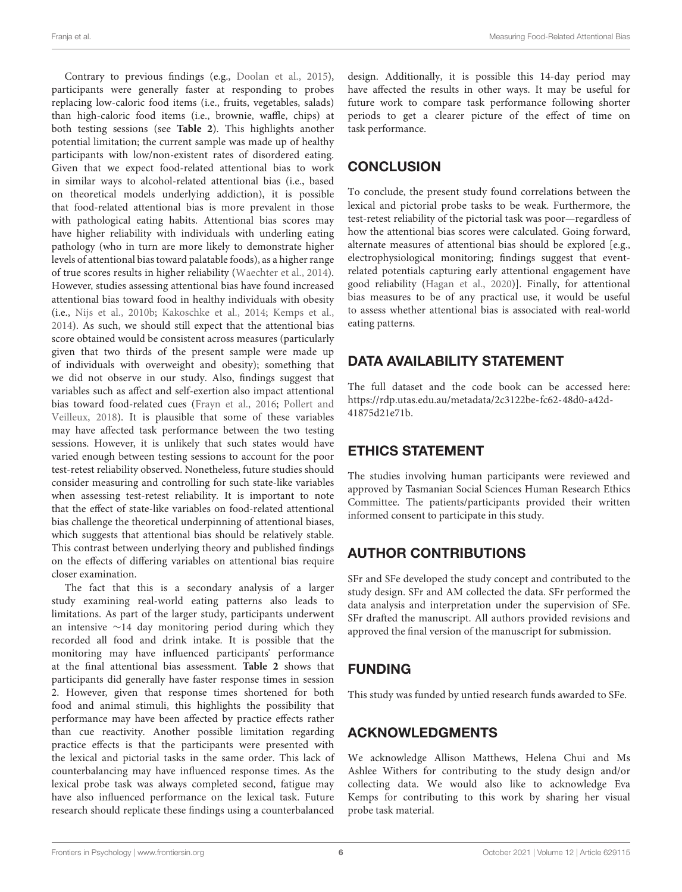Contrary to previous findings (e.g., Doolan et al., 2015), participants were generally faster at responding to probes replacing low-caloric food items (i.e., fruits, vegetables, salads) than high-caloric food items (i.e., brownie, waffle, chips) at both testing sessions (see **Table 2**). This highlights another potential limitation; the current sample was made up of healthy participants with low/non-existent rates of disordered eating. Given that we expect food-related attentional bias to work in similar ways to alcohol-related attentional bias (i.e., based on theoretical models underlying addiction), it is possible that food-related attentional bias is more prevalent in those with pathological eating habits. Attentional bias scores may have higher reliability with individuals with underling eating pathology (who in turn are more likely to demonstrate higher levels of attentional bias toward palatable foods), as a higher range of true scores results in higher reliability (Waechter et al., 2014). However, studies assessing attentional bias have found increased attentional bias toward food in healthy individuals with obesity (i.e., Nijs et al., 2010b; Kakoschke et al., 2014; Kemps et al., 2014). As such, we should still expect that the attentional bias score obtained would be consistent across measures (particularly given that two thirds of the present sample were made up of individuals with overweight and obesity); something that we did not observe in our study. Also, findings suggest that variables such as affect and self-exertion also impact attentional bias toward food-related cues (Frayn et al., 2016; Pollert and Veilleux, 2018). It is plausible that some of these variables may have affected task performance between the two testing sessions. However, it is unlikely that such states would have varied enough between testing sessions to account for the poor test-retest reliability observed. Nonetheless, future studies should consider measuring and controlling for such state-like variables when assessing test-retest reliability. It is important to note that the effect of state-like variables on food-related attentional bias challenge the theoretical underpinning of attentional biases, which suggests that attentional bias should be relatively stable. This contrast between underlying theory and published findings on the effects of differing variables on attentional bias require closer examination.

The fact that this is a secondary analysis of a larger study examining real-world eating patterns also leads to limitations. As part of the larger study, participants underwent an intensive ~14 day monitoring period during which they recorded all food and drink intake. It is possible that the monitoring may have influenced participants' performance at the final attentional bias assessment. **Table 2** shows that participants did generally have faster response times in session 2. However, given that response times shortened for both food and animal stimuli, this highlights the possibility that performance may have been affected by practice effects rather than cue reactivity. Another possible limitation regarding practice effects is that the participants were presented with the lexical and pictorial tasks in the same order. This lack of counterbalancing may have influenced response times. As the lexical probe task was always completed second, fatigue may have also influenced performance on the lexical task. Future research should replicate these findings using a counterbalanced design. Additionally, it is possible this 14-day period may have affected the results in other ways. It may be useful for future work to compare task performance following shorter periods to get a clearer picture of the effect of time on task performance.

## CONCLUSION

To conclude, the present study found correlations between the lexical and pictorial probe tasks to be weak. Furthermore, the test-retest reliability of the pictorial task was poor—regardless of how the attentional bias scores were calculated. Going forward, alternate measures of attentional bias should be explored [e.g., electrophysiological monitoring; findings suggest that event-related potentials capturing early attentional engagement have good reliability (Hagan et al., 2020)]. Finally, for attentional bias measures to be of any practical use, it would be useful to assess whether attentional bias is associated with real-world eating patterns.

## DATA AVAILABILITY STATEMENT

The full dataset and the code book can be accessed here: https://rdp.utas.edu.au/metadata/2c3122be-fc62-48d0-a42d-41875d21e71b.

## ETHICS STATEMENT

The studies involving human participants were reviewed and approved by Tasmanian Social Sciences Human Research Ethics Committee. The patients/participants provided their written informed consent to participate in this study.

## AUTHOR CONTRIBUTIONS

SFr and SFe developed the study concept and contributed to the study design. SFr and AM collected the data. SFr performed the data analysis and interpretation under the supervision of SFe. SFr drafted the manuscript. All authors provided revisions and approved the final version of the manuscript for submission.

## FUNDING

This study was funded by untied research funds awarded to SFe.

## ACKNOWLEDGMENTS

We acknowledge Allison Matthews, Helena Chui and Ms Ashlee Withers for contributing to the study design and/or collecting data. We would also like to acknowledge Eva Kemps for contributing to this work by sharing her visual probe task material.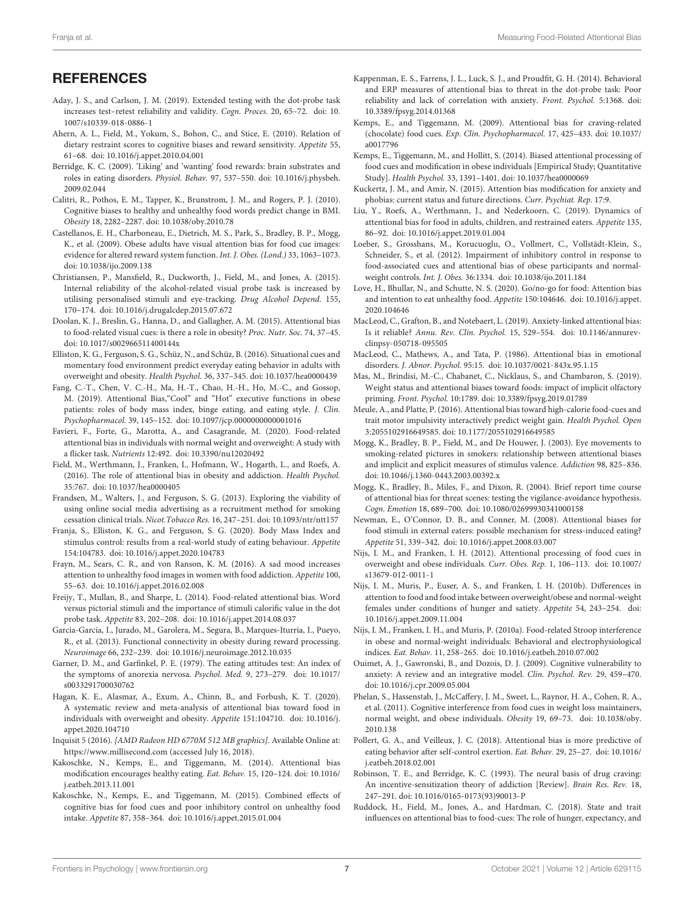## REFERENCES

Aday, J. S., and Carlson, J. M. (2019). Extended testing with the dot-probe task increases test–retest reliability and validity. *Cogn. Proces.* 20, 65–72. doi: 10.1007/s10339-018-0886-1

Ahern, A. L., Field, M., Yokum, S., Bohon, C., and Stice, E. (2010). Relation of dietary restraint scores to cognitive biases and reward sensitivity. *Appetite* 55, 61–68. doi: 10.1016/j.appet.2010.04.001

Berridge, K. C. (2009). 'Liking' and 'wanting' food rewards: brain substrates and roles in eating disorders. *Physiol. Behav.* 97, 537–550. doi: 10.1016/j.physbeh.2009.02.044

Calitri, R., Pothos, E. M., Tapper, K., Brunstrom, J. M., and Rogers, P. J. (2010). Cognitive biases to healthy and unhealthy food words predict change in BMI. *Obesity* 18, 2282–2287. doi: 10.1038/oby.2010.78

Castellanos, E. H., Charboneau, E., Dietrich, M. S., Park, S., Bradley, B. P., Mogg, K., et al. (2009). Obese adults have visual attention bias for food cue images: evidence for altered reward system function. *Int. J. Obes. (Lond.)* 33, 1063–1073. doi: 10.1038/ijo.2009.138

Christiansen, P., Mansfield, R., Duckworth, J., Field, M., and Jones, A. (2015). Internal reliability of the alcohol-related visual probe task is increased by utilising personalised stimuli and eye-tracking. *Drug Alcohol Depend.* 155, 170–174. doi: 10.1016/j.drugalcdep.2015.07.672

Doolan, K. J., Breslin, G., Hanna, D., and Gallagher, A. M. (2015). Attentional bias to food-related visual cues: is there a role in obesity? *Proc. Nutr. Soc.* 74, 37–45. doi: 10.1017/s002966511400144x

Elliston, K. G., Ferguson, S. G., Schüz, N., and Schüz, B. (2016). Situational cues and momentary food environment predict everyday eating behavior in adults with overweight and obesity. *Health Psychol.* 36, 337–345. doi: 10.1037/hea0000439

Fang, C.-T., Chen, V. C.-H., Ma, H.-T., Chao, H.-H., Ho, M.-C., and Gossop, M. (2019). Attentional Bias,"Cool" and "Hot" executive functions in obese patients: roles of body mass index, binge eating, and eating style. *J. Clin. Psychopharmacol.* 39, 145–152. doi: 10.1097/jcp.0000000000001016

Favieri, F., Forte, G., Marotta, A., and Casagrande, M. (2020). Food-related attentional bias in individuals with normal weight and overweight: A study with a flicker task. *Nutrients* 12:492. doi: 10.3390/nu12020492

Field, M., Werthmann, J., Franken, I., Hofmann, W., Hogarth, L., and Roefs, A. (2016). The role of attentional bias in obesity and addiction. *Health Psychol.* 35:767. doi: 10.1037/hea0000405

Frandsen, M., Walters, J., and Ferguson, S. G. (2013). Exploring the viability of using online social media advertising as a recruitment method for smoking cessation clinical trials. *Nicot.Tobacco Res.* 16, 247–251. doi: 10.1093/ntr/ntt157

Franja, S., Elliston, K. G., and Ferguson, S. G. (2020). Body Mass Index and stimulus control: results from a real-world study of eating behaviour. *Appetite* 154:104783. doi: 10.1016/j.appet.2020.104783

Frayn, M., Sears, C. R., and von Ranson, K. M. (2016). A sad mood increases attention to unhealthy food images in women with food addiction. *Appetite* 100, 55–63. doi: 10.1016/j.appet.2016.02.008

Freijy, T., Mullan, B., and Sharpe, L. (2014). Food-related attentional bias. Word versus pictorial stimuli and the importance of stimuli calorific value in the dot probe task. *Appetite* 83, 202–208. doi: 10.1016/j.appet.2014.08.037

Garcia-Garcia, I., Jurado, M., Garolera, M., Segura, B., Marques-Iturria, I., Pueyo, R., et al. (2013). Functional connectivity in obesity during reward processing. *Neuroimage* 66, 232–239. doi: 10.1016/j.neuroimage.2012.10.035

Garner, D. M., and Garfinkel, P. E. (1979). The eating attitudes test: An index of the symptoms of anorexia nervosa. *Psychol. Med.* 9, 273–279. doi: 10.1017/s0033291700030762

Hagan, K. E., Alasmar, A., Exum, A., Chinn, B., and Forbush, K. T. (2020). A systematic review and meta-analysis of attentional bias toward food in individuals with overweight and obesity. *Appetite* 151:104710. doi: 10.1016/j.appet.2020.104710

Inquisit 5 (2016). *[AMD Radeon HD 6770M 512 MB graphics]*. Available Online at: https://www.millisecond.com (accessed July 16, 2018).

Kakoschke, N., Kemps, E., and Tiggemann, M. (2014). Attentional bias modification encourages healthy eating. *Eat. Behav.* 15, 120–124. doi: 10.1016/j.eatbeh.2013.11.001

Kakoschke, N., Kemps, E., and Tiggemann, M. (2015). Combined effects of cognitive bias for food cues and poor inhibitory control on unhealthy food intake. *Appetite* 87, 358–364. doi: 10.1016/j.appet.2015.01.004

Kappenman, E. S., Farrens, J. L., Luck, S. J., and Proudfit, G. H. (2014). Behavioral and ERP measures of attentional bias to threat in the dot-probe task: Poor reliability and lack of correlation with anxiety. *Front. Psychol.* 5:1368. doi: 10.3389/fpsyg.2014.01368

Kemps, E., and Tiggemann, M. (2009). Attentional bias for craving-related (chocolate) food cues. *Exp. Clin. Psychopharmacol.* 17, 425–433. doi: 10.1037/a0017796

Kemps, E., Tiggemann, M., and Hollitt, S. (2014). Biased attentional processing of food cues and modification in obese individuals [Empirical Study; Quantitative Study]. *Health Psychol.* 33, 1391–1401. doi: 10.1037/hea0000069

Kuckertz, J. M., and Amir, N. (2015). Attention bias modification for anxiety and phobias: current status and future directions. *Curr. Psychiat. Rep.* 17:9.

Liu, Y., Roefs, A., Werthmann, J., and Nederkoorn, C. (2019). Dynamics of attentional bias for food in adults, children, and restrained eaters. *Appetite* 135, 86–92. doi: 10.1016/j.appet.2019.01.004

Loeber, S., Grosshans, M., Korucuoglu, O., Vollmert, C., Vollstädt-Klein, S., Schneider, S., et al. (2012). Impairment of inhibitory control in response to food-associated cues and attentional bias of obese participants and normal-weight controls. *Int. J. Obes.* 36:1334. doi: 10.1038/ijo.2011.184

Love, H., Bhullar, N., and Schutte, N. S. (2020). Go/no-go for food: Attention bias and intention to eat unhealthy food. *Appetite* 150:104646. doi: 10.1016/j.appet.2020.104646

MacLeod, C., Grafton, B., and Notebaert, L. (2019). Anxiety-linked attentional bias: Is it reliable? *Annu. Rev. Clin. Psychol.* 15, 529–554. doi: 10.1146/annurev-clinpsy-050718-095505

MacLeod, C., Mathews, A., and Tata, P. (1986). Attentional bias in emotional disorders. *J. Abnor. Psychol.* 95:15. doi: 10.1037/0021-843x.95.1.15

Mas, M., Brindisi, M.-C., Chabanet, C., Nicklaus, S., and Chambaron, S. (2019). Weight status and attentional biases toward foods: impact of implicit olfactory priming. *Front. Psychol.* 10:1789. doi: 10.3389/fpsyg.2019.01789

Meule, A., and Platte, P. (2016). Attentional bias toward high-calorie food-cues and trait motor impulsivity interactively predict weight gain. *Health Psychol. Open* 3:2055102916649585. doi: 10.1177/2055102916649585

Mogg, K., Bradley, B. P., Field, M., and De Houwer, J. (2003). Eye movements to smoking-related pictures in smokers: relationship between attentional biases and implicit and explicit measures of stimulus valence. *Addiction* 98, 825–836. doi: 10.1046/j.1360-0443.2003.00392.x

Mogg, K., Bradley, B., Miles, F., and Dixon, R. (2004). Brief report time course of attentional bias for threat scenes: testing the vigilance-avoidance hypothesis. *Cogn. Emotion* 18, 689–700. doi: 10.1080/02699930341000158

Newman, E., O'Connor, D. B., and Conner, M. (2008). Attentional biases for food stimuli in external eaters: possible mechanism for stress-induced eating? *Appetite* 51, 339–342. doi: 10.1016/j.appet.2008.03.007

Nijs, I. M., and Franken, I. H. (2012). Attentional processing of food cues in overweight and obese individuals. *Curr. Obes. Rep.* 1, 106–113. doi: 10.1007/s13679-012-0011-1

Nijs, I. M., Muris, P., Euser, A. S., and Franken, I. H. (2010b). Differences in attention to food and food intake between overweight/obese and normal-weight females under conditions of hunger and satiety. *Appetite* 54, 243–254. doi: 10.1016/j.appet.2009.11.004

Nijs, I. M., Franken, I. H., and Muris, P. (2010a). Food-related Stroop interference in obese and normal-weight individuals: Behavioral and electrophysiological indices. *Eat. Behav.* 11, 258–265. doi: 10.1016/j.eatbeh.2010.07.002

Ouimet, A. J., Gawronski, B., and Dozois, D. J. (2009). Cognitive vulnerability to anxiety: A review and an integrative model. *Clin. Psychol. Rev.* 29, 459–470. doi: 10.1016/j.cpr.2009.05.004

Phelan, S., Hassenstab, J., McCaffery, J. M., Sweet, L., Raynor, H. A., Cohen, R. A., et al. (2011). Cognitive interference from food cues in weight loss maintainers, normal weight, and obese individuals. *Obesity* 19, 69–73. doi: 10.1038/oby.2010.138

Pollert, G. A., and Veilleux, J. C. (2018). Attentional bias is more predictive of eating behavior after self-control exertion. *Eat. Behav.* 29, 25–27. doi: 10.1016/j.eatbeh.2018.02.001

Robinson, T. E., and Berridge, K. C. (1993). The neural basis of drug craving: An incentive-sensitization theory of addiction [Review]. *Brain Res. Rev.* 18, 247–291. doi: 10.1016/0165-0173(93)90013-P

Ruddock, H., Field, M., Jones, A., and Hardman, C. (2018). State and trait influences on attentional bias to food-cues: The role of hunger, expectancy, and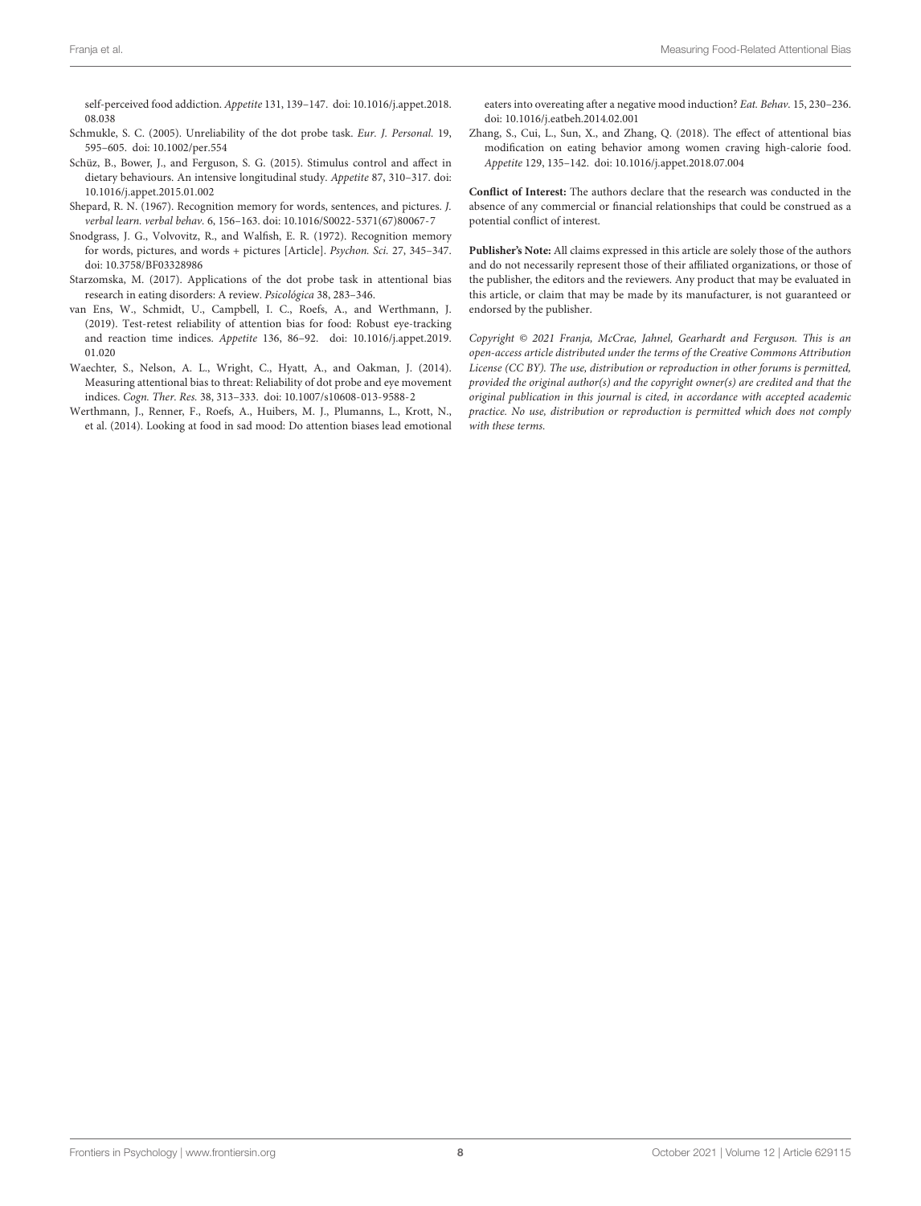self-perceived food addiction. *Appetite* 131, 139–147. doi: 10.1016/j.appet.2018.08.038

Schmukle, S. C. (2005). Unreliability of the dot probe task. *Eur. J. Personal.* 19, 595–605. doi: 10.1002/per.554

Schüz, B., Bower, J., and Ferguson, S. G. (2015). Stimulus control and affect in dietary behaviours. An intensive longitudinal study. *Appetite* 87, 310–317. doi: 10.1016/j.appet.2015.01.002

Shepard, R. N. (1967). Recognition memory for words, sentences, and pictures. *J. verbal learn. verbal behav.* 6, 156–163. doi: 10.1016/S0022-5371(67)80067-7

Snodgrass, J. G., Volvovitz, R., and Walfish, E. R. (1972). Recognition memory for words, pictures, and words + pictures [Article]. *Psychon. Sci.* 27, 345–347. doi: 10.3758/BF03328986

Starzomska, M. (2017). Applications of the dot probe task in attentional bias research in eating disorders: A review. *Psicológica* 38, 283–346.

van Ens, W., Schmidt, U., Campbell, I. C., Roefs, A., and Werthmann, J. (2019). Test-retest reliability of attention bias for food: Robust eye-tracking and reaction time indices. *Appetite* 136, 86–92. doi: 10.1016/j.appet.2019.01.020

Waechter, S., Nelson, A. L., Wright, C., Hyatt, A., and Oakman, J. (2014). Measuring attentional bias to threat: Reliability of dot probe and eye movement indices. *Cogn. Ther. Res.* 38, 313–333. doi: 10.1007/s10608-013-9588-2

Werthmann, J., Renner, F., Roefs, A., Huibers, M. J., Plumanns, L., Krott, N., et al. (2014). Looking at food in sad mood: Do attention biases lead emotional eaters into overeating after a negative mood induction? *Eat. Behav.* 15, 230–236. doi: 10.1016/j.eatbeh.2014.02.001

Zhang, S., Cui, L., Sun, X., and Zhang, Q. (2018). The effect of attentional bias modification on eating behavior among women craving high-calorie food. *Appetite* 129, 135–142. doi: 10.1016/j.appet.2018.07.004

**Conflict of Interest:** The authors declare that the research was conducted in the absence of any commercial or financial relationships that could be construed as a potential conflict of interest.

**Publisher's Note:** All claims expressed in this article are solely those of the authors and do not necessarily represent those of their affiliated organizations, or those of the publisher, the editors and the reviewers. Any product that may be evaluated in this article, or claim that may be made by its manufacturer, is not guaranteed or endorsed by the publisher.

*Copyright © 2021 Franja, McCrae, Jahnel, Gearhardt and Ferguson. This is an open-access article distributed under the terms of the Creative Commons Attribution License (CC BY). The use, distribution or reproduction in other forums is permitted, provided the original author(s) and the copyright owner(s) are credited and that the original publication in this journal is cited, in accordance with accepted academic practice. No use, distribution or reproduction is permitted which does not comply with these terms.*